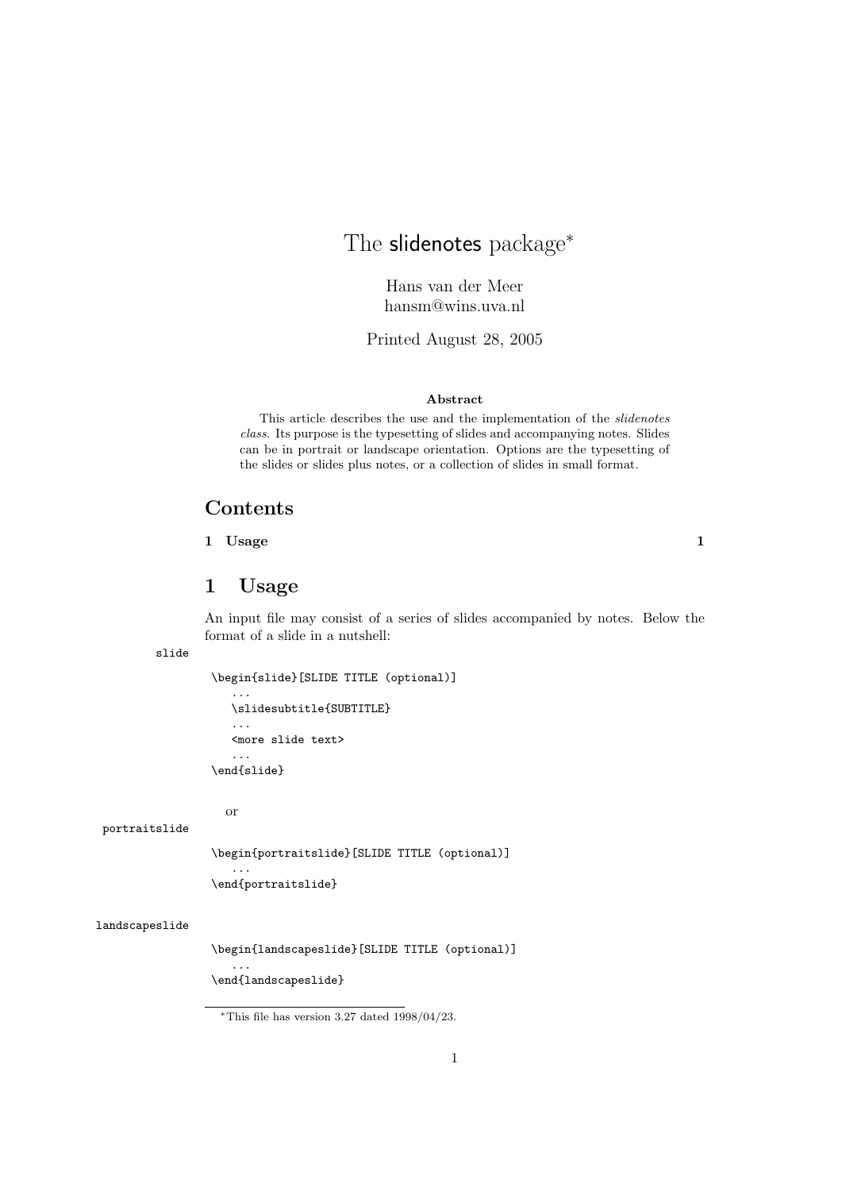# The slidenotes package*

Hans van der Meer
hansm@wins.uva.nl

Printed August 28, 2005

### Abstract

This article describes the use and the implementation of the *slidenotes class*. Its purpose is the typesetting of slides and accompanying notes. Slides can be in portrait or landscape orientation. Options are the typesetting of the slides or slides plus notes, or a collection of slides in small format.

## Contents

**1 Usage** **1**

## 1 Usage

An input file may consist of a series of slides accompanied by notes. Below the format of a slide in a nutshell:

slide

```
\begin{slide}[SLIDE TITLE (optional)]
   ...
   \slidesubtitle{SUBTITLE}
   ...
   <more slide text>
   ...
\end{slide}
```

or

portraitslide

```
\begin{portraitslide}[SLIDE TITLE (optional)]
   ...
\end{portraitslide}
```

landscapeslide

```
\begin{landscapeslide}[SLIDE TITLE (optional)]
   ...
\end{landscapeslide}
```

*This file has version 3.27 dated 1998/04/23.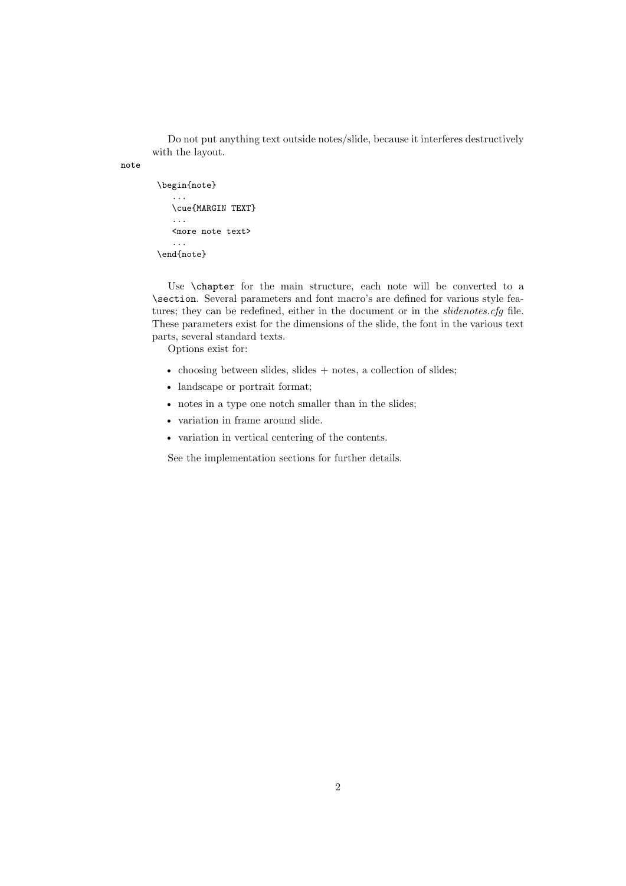Do not put anything text outside notes/slide, because it interferes destructively with the layout.

note

```
\begin{note}
   ...
   \cue{MARGIN TEXT}
   ...
   <more note text>
   ...
\end{note}
```

Use `\chapter` for the main structure, each note will be converted to a `\section`. Several parameters and font macro's are defined for various style features; they can be redefined, either in the document or in the *slidenotes.cfg* file. These parameters exist for the dimensions of the slide, the font in the various text parts, several standard texts.

Options exist for:

- choosing between slides, slides + notes, a collection of slides;
- landscape or portrait format;
- notes in a type one notch smaller than in the slides;
- variation in frame around slide.
- variation in vertical centering of the contents.

See the implementation sections for further details.